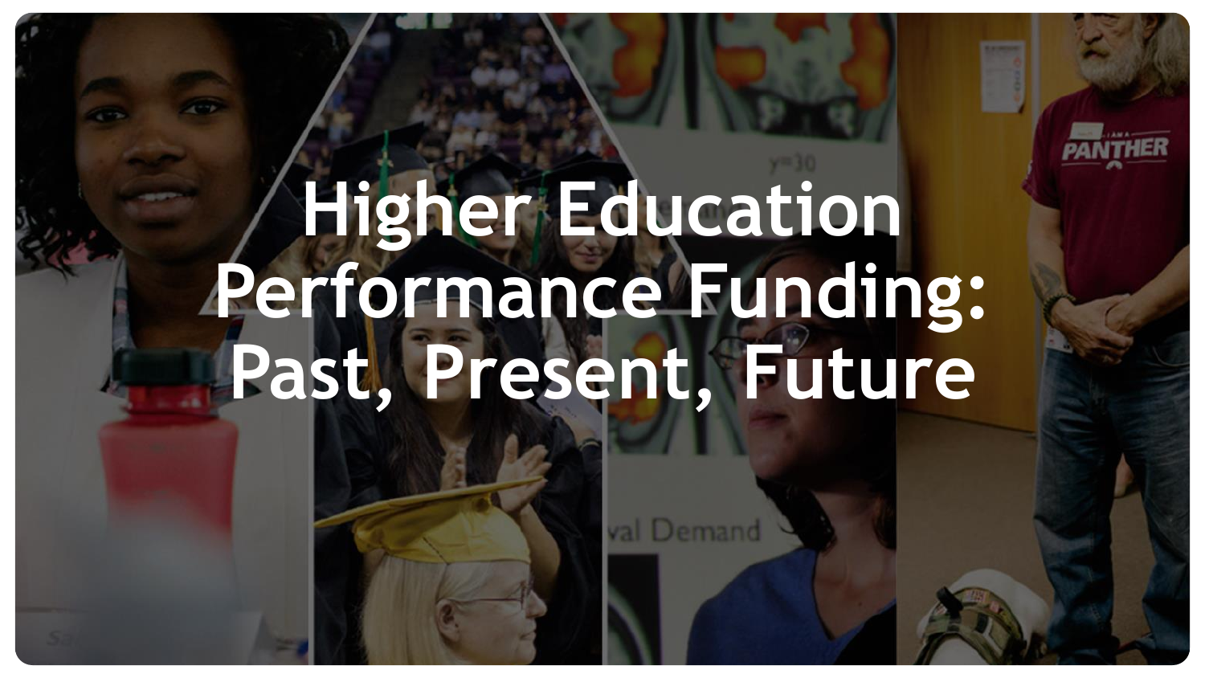# Higher Education Performance Funding: Past, Present, Future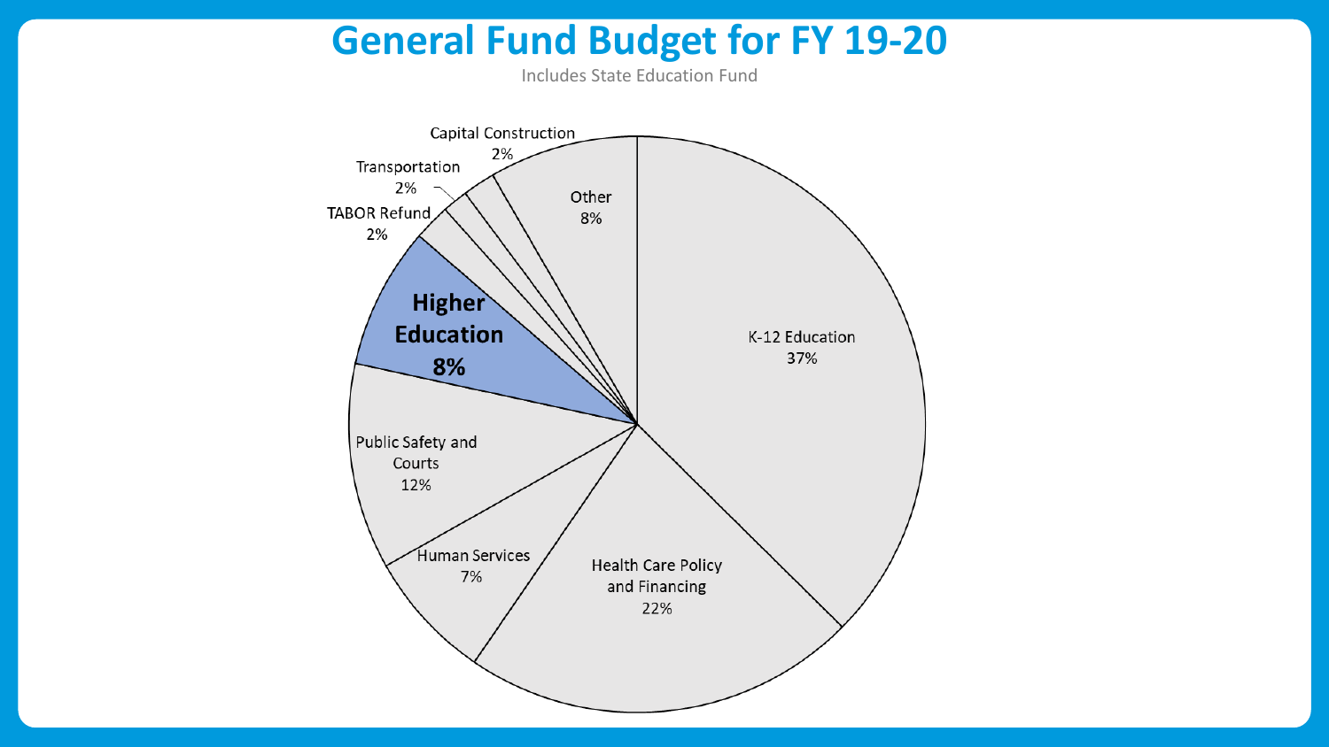# General Fund Budget for FY 19-20

Includes State Education Fund

| Category | Share |
|---|---|
| K-12 Education | 37% |
| Health Care Policy and Financing | 22% |
| Human Services | 7% |
| Public Safety and Courts | 12% |
| **Higher Education** | **8%** |
| TABOR Refund | 2% |
| Transportation | 2% |
| Capital Construction | 2% |
| Other | 8% |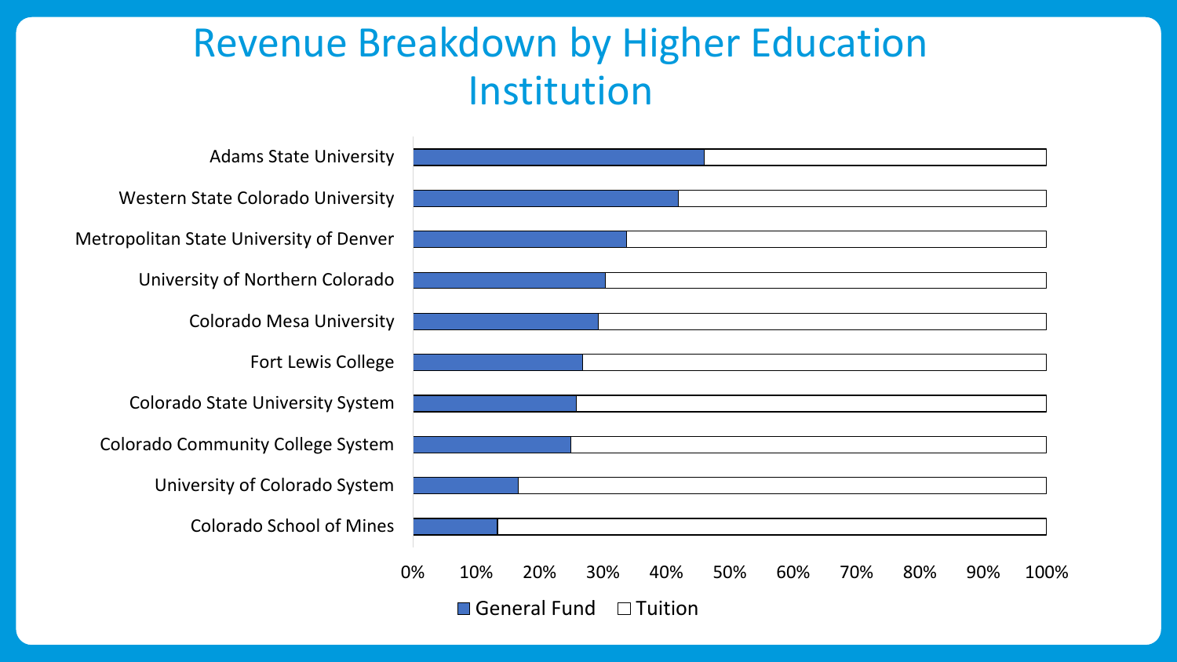# Revenue Breakdown by Higher Education Institution

Adams State University

Western State Colorado University

Metropolitan State University of Denver

University of Northern Colorado

Colorado Mesa University

Fort Lewis College

Colorado State University System

Colorado Community College System

University of Colorado System

Colorado School of Mines

0% 10% 20% 30% 40% 50% 60% 70% 80% 90% 100%

General Fund Tuition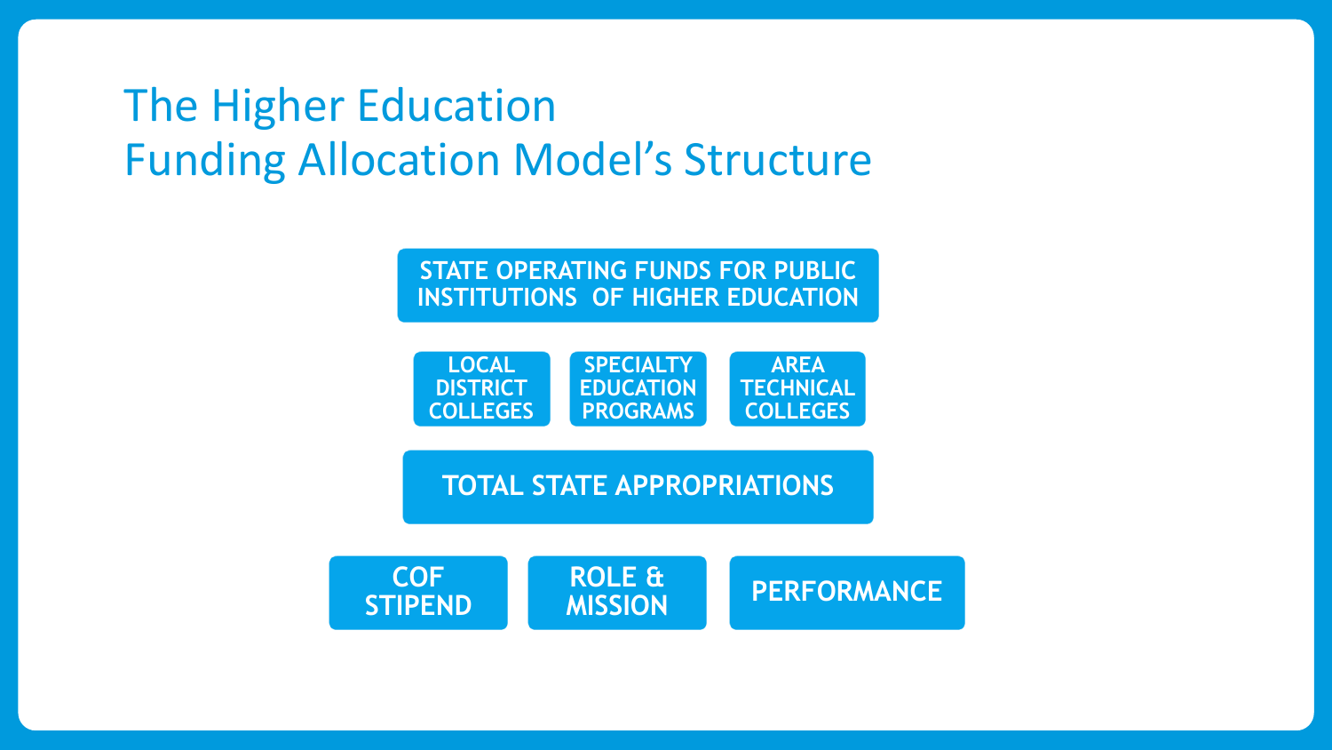# The Higher Education Funding Allocation Model's Structure

STATE OPERATING FUNDS FOR PUBLIC INSTITUTIONS OF HIGHER EDUCATION

LOCAL DISTRICT COLLEGES

SPECIALTY EDUCATION PROGRAMS

AREA TECHNICAL COLLEGES

TOTAL STATE APPROPRIATIONS

COF STIPEND

ROLE & MISSION

PERFORMANCE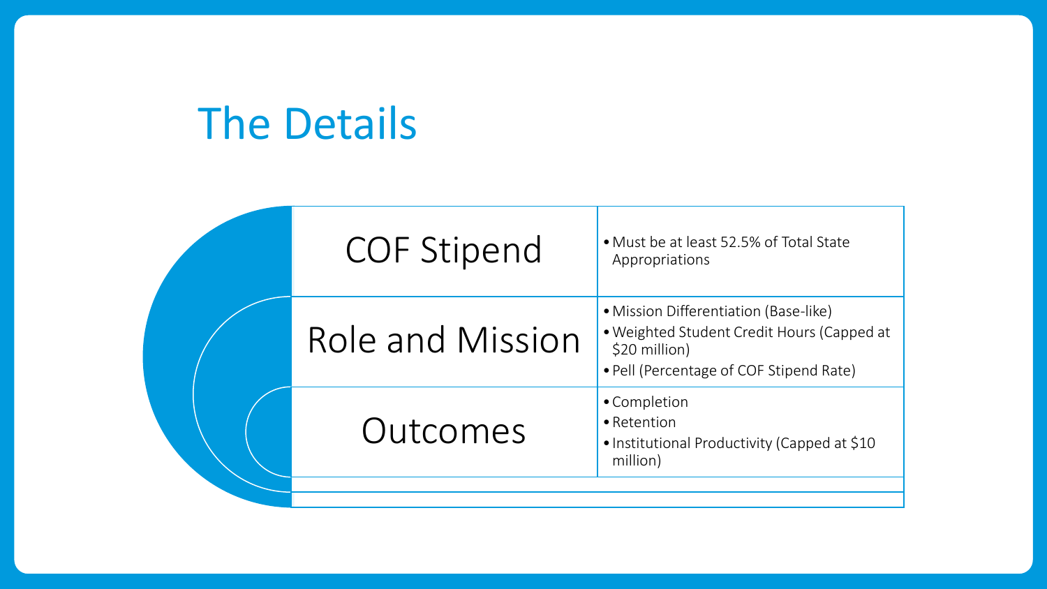# The Details

| Component | Details |
|---|---|
| COF Stipend | • Must be at least 52.5% of Total State Appropriations |
| Role and Mission | • Mission Differentiation (Base-like)<br>• Weighted Student Credit Hours (Capped at $20 million)<br>• Pell (Percentage of COF Stipend Rate) |
| Outcomes | • Completion<br>• Retention<br>• Institutional Productivity (Capped at $10 million) |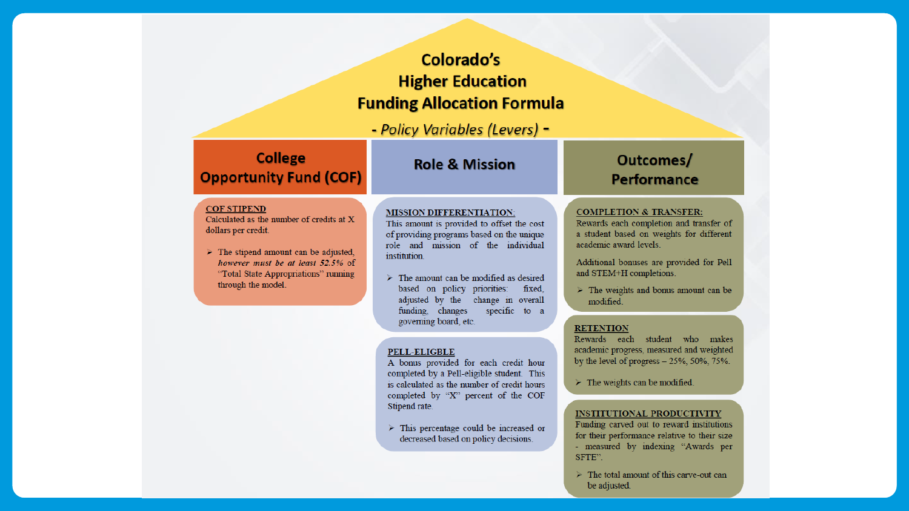# Colorado's Higher Education Funding Allocation Formula

*- Policy Variables (Levers) -*

## College Opportunity Fund (COF)

**COF STIPEND**

Calculated as the number of credits at X dollars per credit.

- The stipend amount can be adjusted, *however must be at least 52.5%* of "Total State Appropriations" running through the model.

## Role & Mission

**MISSION DIFFERENTIATION:**

This amount is provided to offset the cost of providing programs based on the unique role and mission of the individual institution.

- The amount can be modified as desired based on policy priorities: fixed, adjusted by the change in overall funding, changes specific to a governing board, etc.

**PELL-ELIGBLE**

A bonus provided for each credit hour completed by a Pell-eligible student. This is calculated as the number of credit hours completed by "X" percent of the COF Stipend rate.

- This percentage could be increased or decreased based on policy decisions.

## Outcomes/ Performance

**COMPLETION & TRANSFER:**

Rewards each completion and transfer of a student based on weights for different academic award levels.

Additional bonuses are provided for Pell and STEM+H completions.

- The weights and bonus amount can be modified.

**RETENTION**

Rewards each student who makes academic progress, measured and weighted by the level of progress – 25%, 50%, 75%.

- The weights can be modified.

**INSTITUTIONAL PRODUCTIVITY**

Funding carved out to reward institutions for their performance relative to their size - measured by indexing "Awards per SFTE".

- The total amount of this carve-out can be adjusted.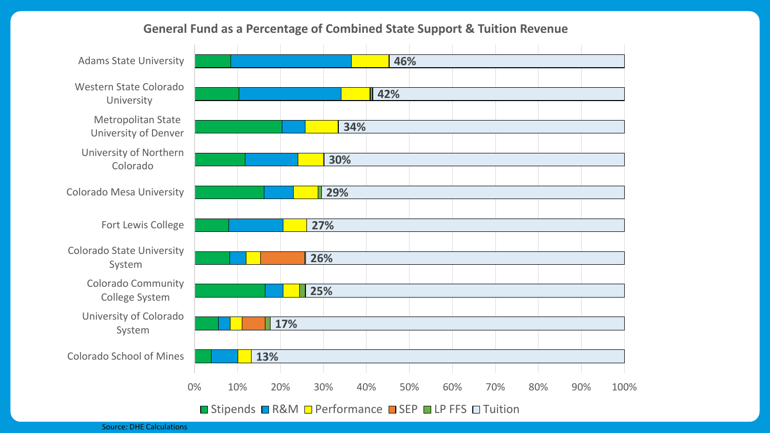## General Fund as a Percentage of Combined State Support & Tuition Revenue

| Institution | General Fund % |
| --- | --- |
| Adams State University | 46% |
| Western State Colorado University | 42% |
| Metropolitan State University of Denver | 34% |
| University of Northern Colorado | 30% |
| Colorado Mesa University | 29% |
| Fort Lewis College | 27% |
| Colorado State University System | 26% |
| Colorado Community College System | 25% |
| University of Colorado System | 17% |
| Colorado School of Mines | 13% |

Legend: Stipends, R&M, Performance, SEP, LP FFS, Tuition

Source: DHE Calculations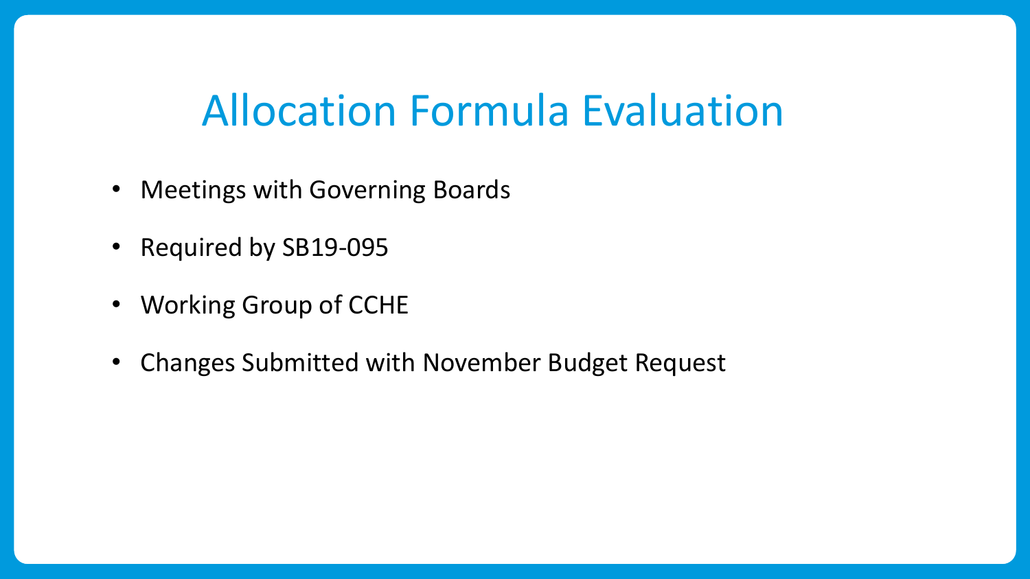# Allocation Formula Evaluation

- Meetings with Governing Boards
- Required by SB19-095
- Working Group of CCHE
- Changes Submitted with November Budget Request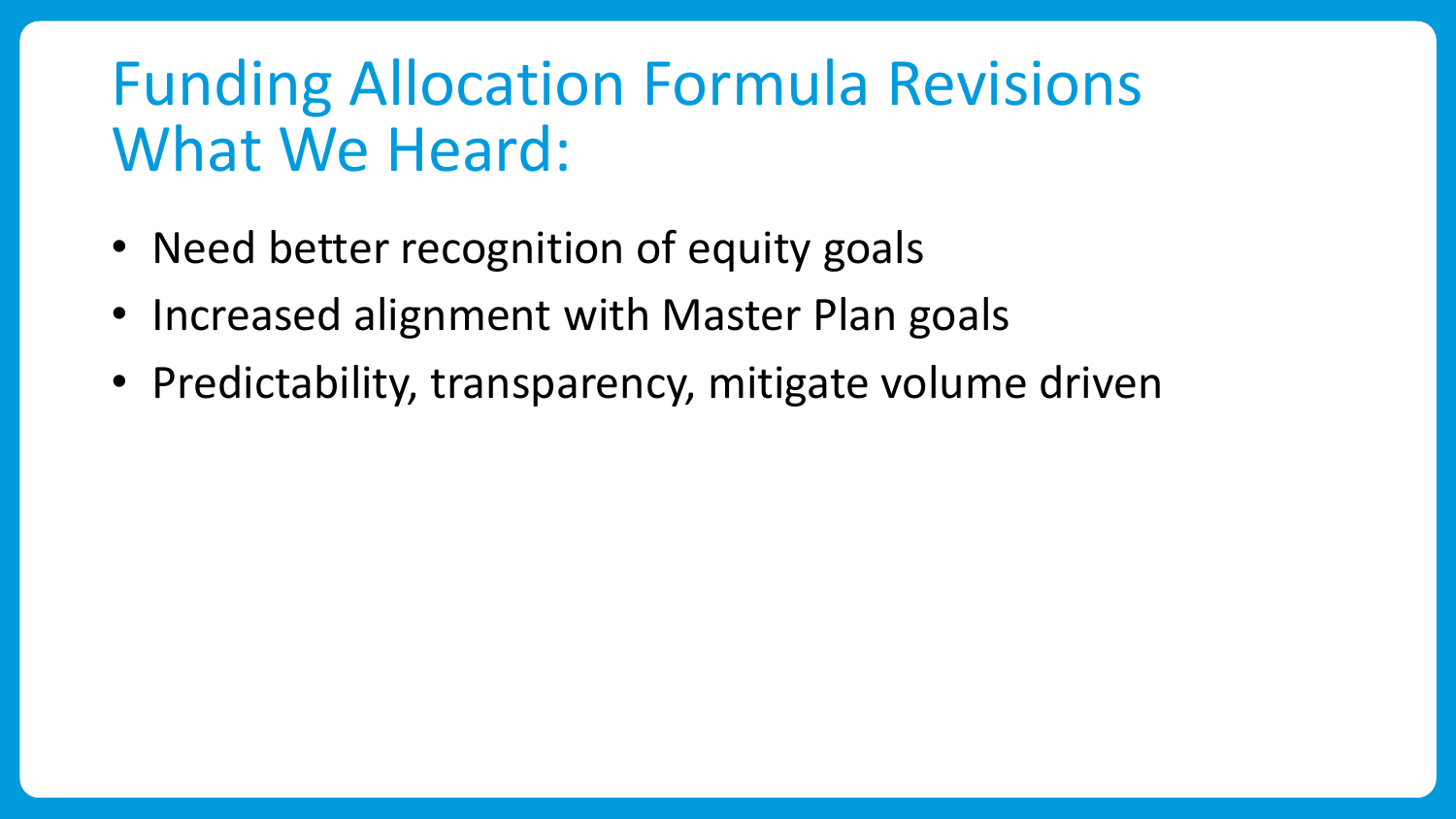# Funding Allocation Formula Revisions What We Heard:

- Need better recognition of equity goals
- Increased alignment with Master Plan goals
- Predictability, transparency, mitigate volume driven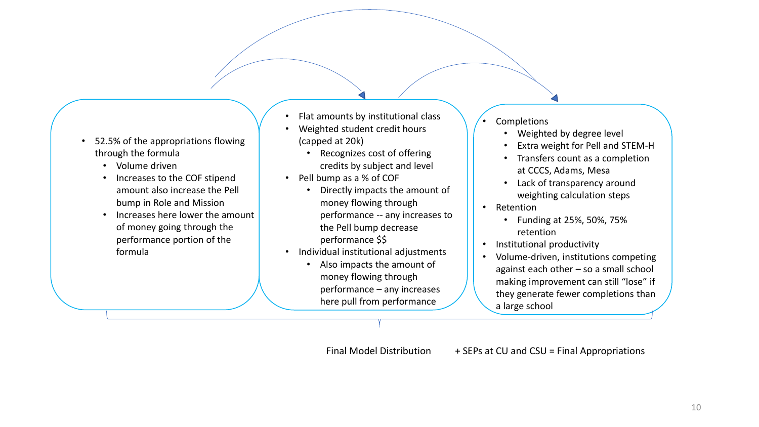- 52.5% of the appropriations flowing through the formula
  - Volume driven
  - Increases to the COF stipend amount also increase the Pell bump in Role and Mission
  - Increases here lower the amount of money going through the performance portion of the formula

- Flat amounts by institutional class
- Weighted student credit hours (capped at 20k)
  - Recognizes cost of offering credits by subject and level
- Pell bump as a % of COF
  - Directly impacts the amount of money flowing through performance -- any increases to the Pell bump decrease performance $$
- Individual institutional adjustments
  - Also impacts the amount of money flowing through performance – any increases here pull from performance

- Completions
  - Weighted by degree level
  - Extra weight for Pell and STEM-H
  - Transfers count as a completion at CCCS, Adams, Mesa
  - Lack of transparency around weighting calculation steps
- Retention
  - Funding at 25%, 50%, 75% retention
- Institutional productivity
- Volume-driven, institutions competing against each other – so a small school making improvement can still "lose" if they generate fewer completions than a large school

Final Model Distribution + SEPs at CU and CSU = Final Appropriations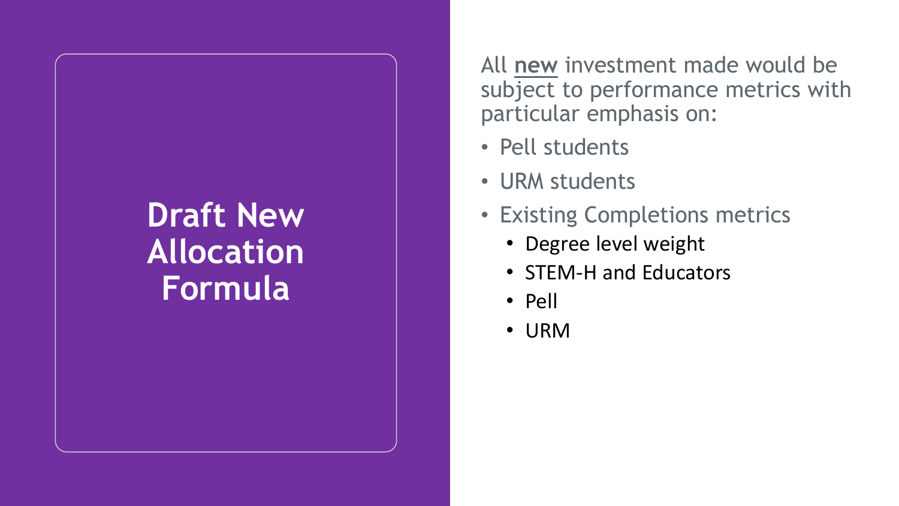# Draft New Allocation Formula

All **new** investment made would be subject to performance metrics with particular emphasis on:

- Pell students
- URM students
- Existing Completions metrics
  - Degree level weight
  - STEM-H and Educators
  - Pell
  - URM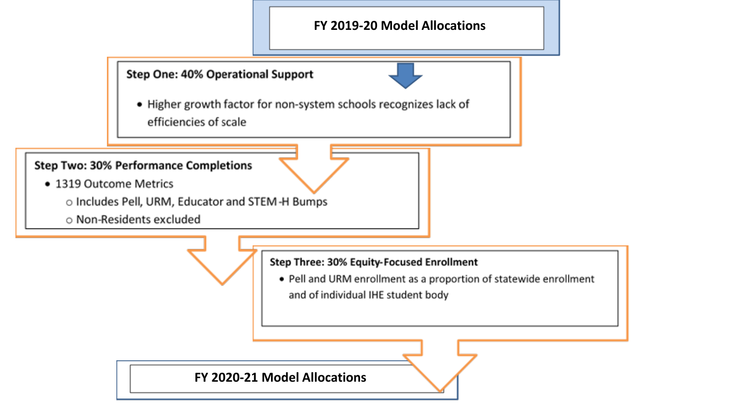**FY 2019-20 Model Allocations**

**Step One: 40% Operational Support**

- Higher growth factor for non-system schools recognizes lack of efficiencies of scale

**Step Two: 30% Performance Completions**

- 1319 Outcome Metrics
  - Includes Pell, URM, Educator and STEM-H Bumps
  - Non-Residents excluded

**Step Three: 30% Equity-Focused Enrollment**

- Pell and URM enrollment as a proportion of statewide enrollment and of individual IHE student body

**FY 2020-21 Model Allocations**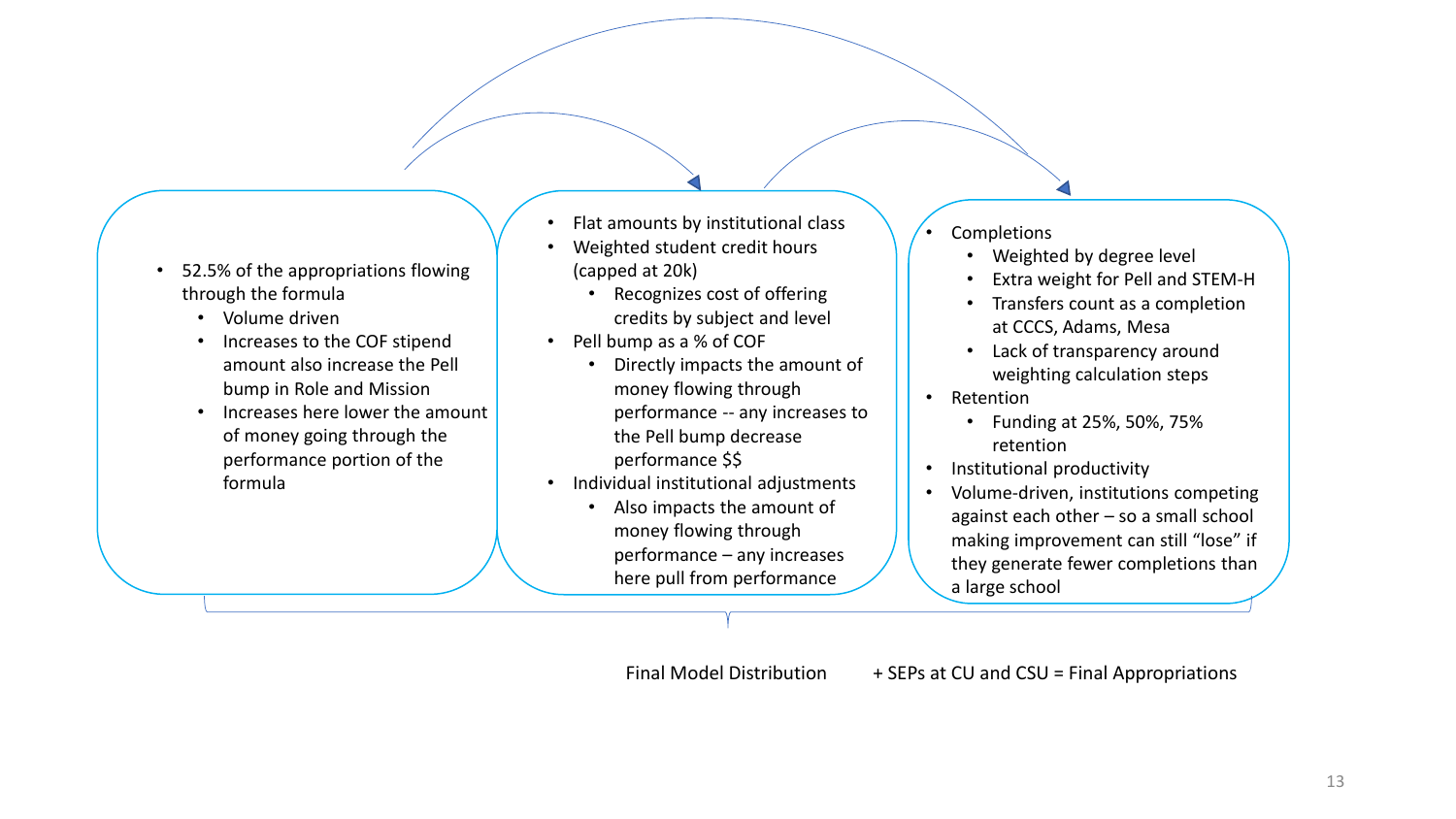- 52.5% of the appropriations flowing through the formula
  - Volume driven
  - Increases to the COF stipend amount also increase the Pell bump in Role and Mission
  - Increases here lower the amount of money going through the performance portion of the formula

- Flat amounts by institutional class
- Weighted student credit hours (capped at 20k)
  - Recognizes cost of offering credits by subject and level
- Pell bump as a % of COF
  - Directly impacts the amount of money flowing through performance -- any increases to the Pell bump decrease performance $$
- Individual institutional adjustments
  - Also impacts the amount of money flowing through performance – any increases here pull from performance

- Completions
  - Weighted by degree level
  - Extra weight for Pell and STEM-H
  - Transfers count as a completion at CCCS, Adams, Mesa
  - Lack of transparency around weighting calculation steps
- Retention
  - Funding at 25%, 50%, 75% retention
- Institutional productivity
- Volume-driven, institutions competing against each other – so a small school making improvement can still "lose" if they generate fewer completions than a large school

Final Model Distribution + SEPs at CU and CSU = Final Appropriations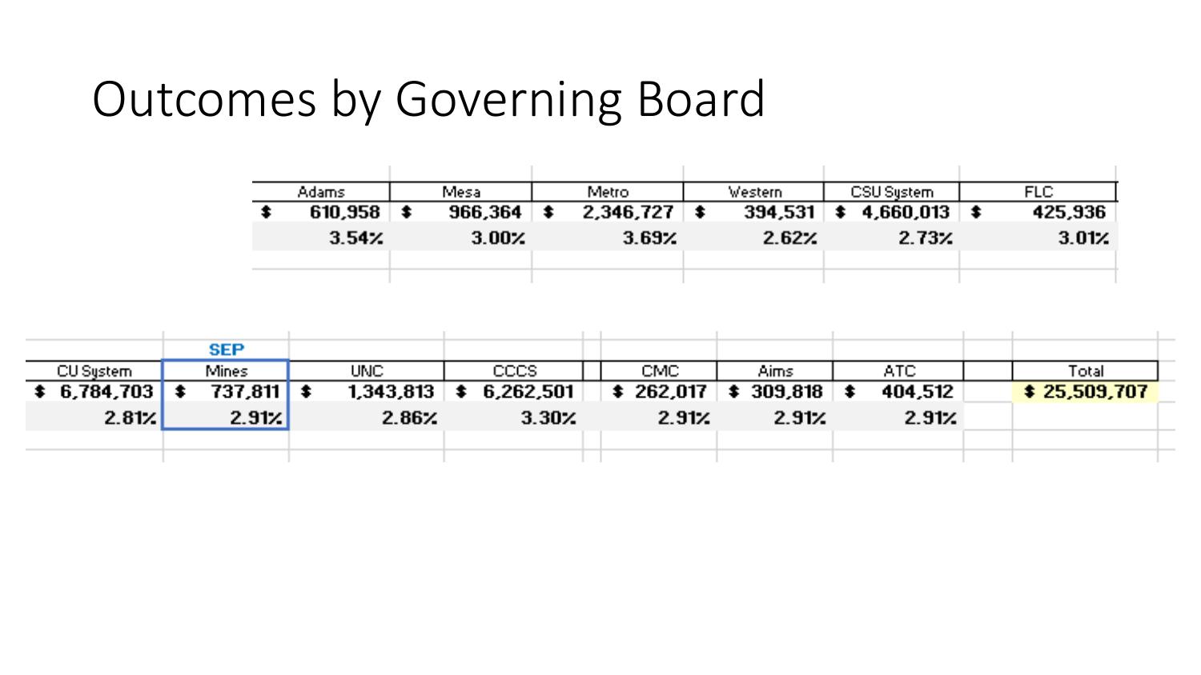# Outcomes by Governing Board

| Adams | Mesa | Metro | Western | CSU System | FLC |
|---|---|---|---|---|---|
| $ 610,958 | $ 966,364 | $ 2,346,727 | $ 394,531 | $ 4,660,013 | $ 425,936 |
| 3.54% | 3.00% | 3.69% | 2.62% | 2.73% | 3.01% |

| CU System | SEP Mines | UNC | CCCS | CMC | Aims | ATC | Total |
|---|---|---|---|---|---|---|---|
| $ 6,784,703 | $ 737,811 | $ 1,343,813 | $ 6,262,501 | $ 262,017 | $ 309,818 | $ 404,512 | $ 25,509,707 |
| 2.81% | 2.91% | 2.86% | 3.30% | 2.91% | 2.91% | 2.91% | |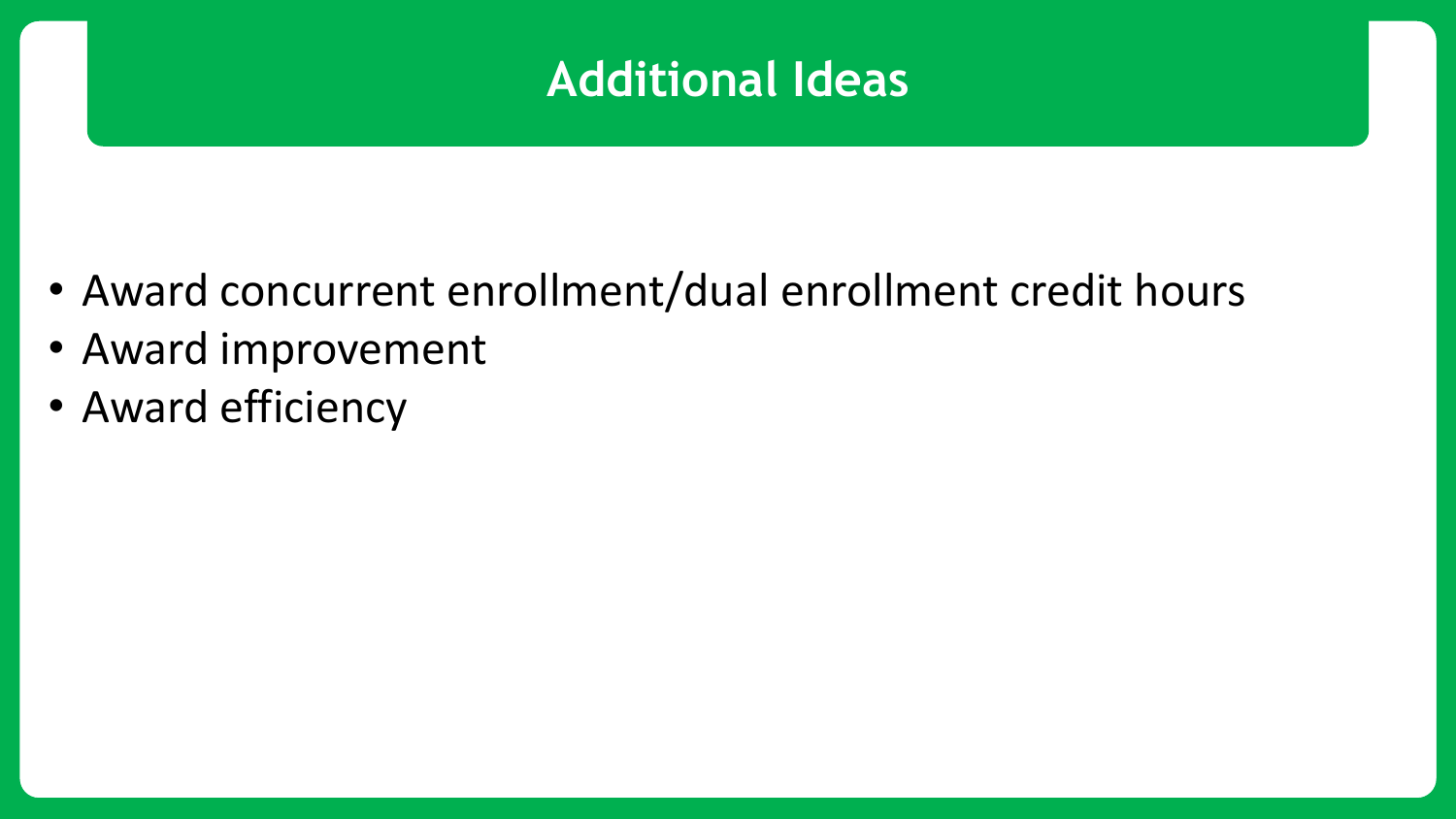# Additional Ideas

- Award concurrent enrollment/dual enrollment credit hours
- Award improvement
- Award efficiency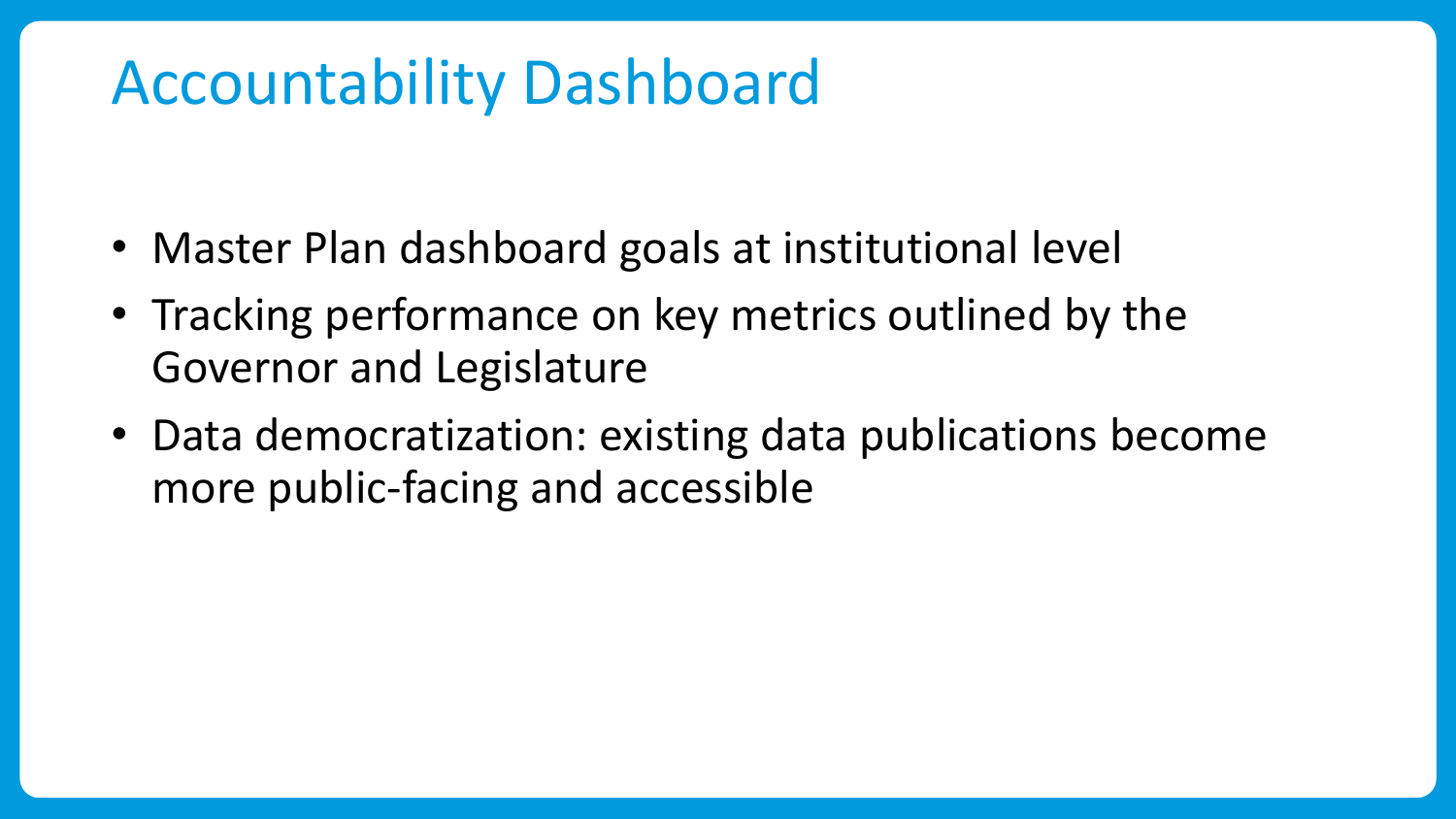# Accountability Dashboard

- Master Plan dashboard goals at institutional level
- Tracking performance on key metrics outlined by the Governor and Legislature
- Data democratization: existing data publications become more public-facing and accessible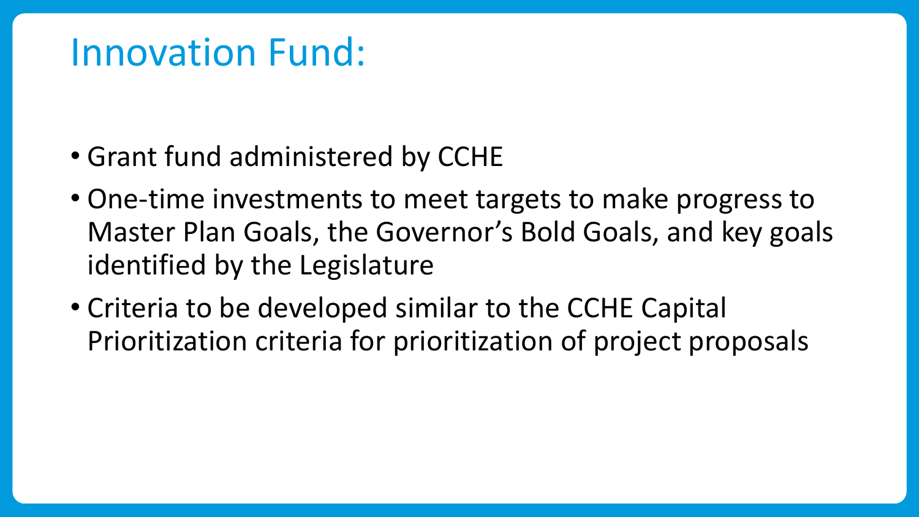# Innovation Fund:

- Grant fund administered by CCHE
- One-time investments to meet targets to make progress to Master Plan Goals, the Governor's Bold Goals, and key goals identified by the Legislature
- Criteria to be developed similar to the CCHE Capital Prioritization criteria for prioritization of project proposals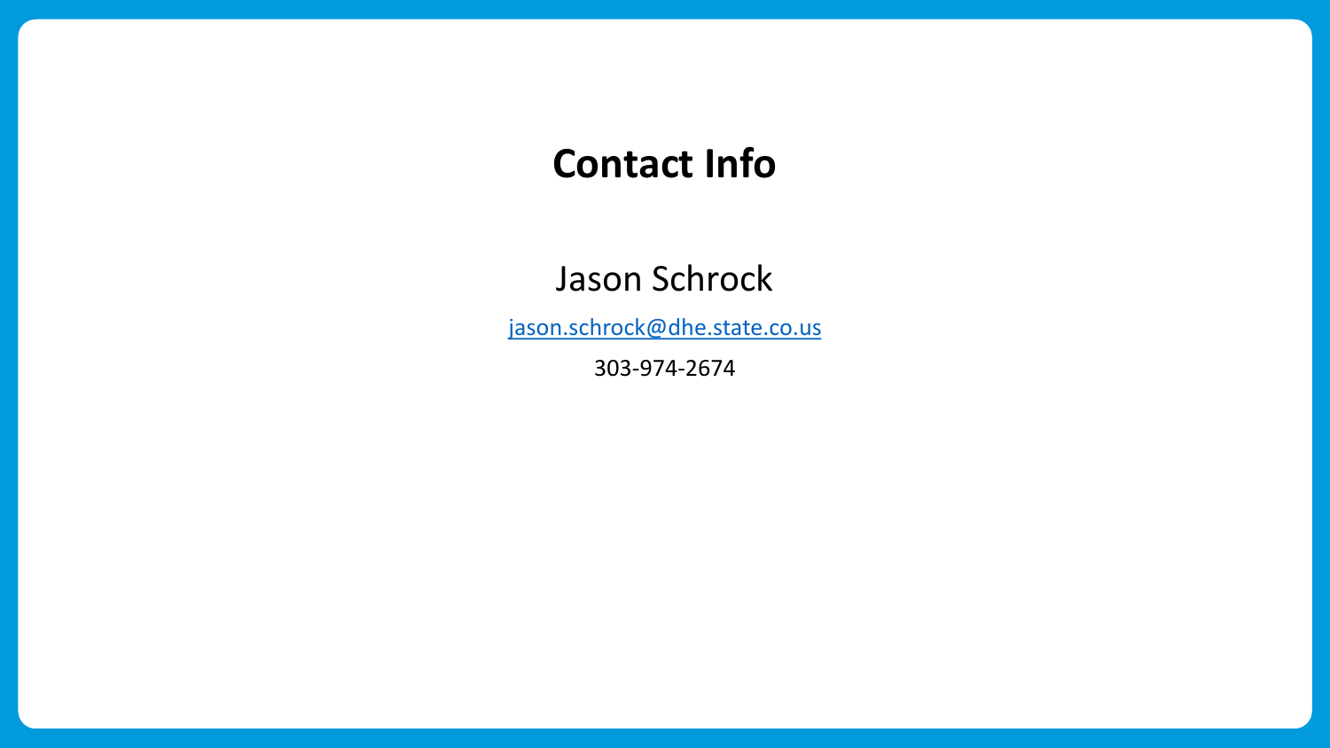# Contact Info

Jason Schrock

jason.schrock@dhe.state.co.us

303-974-2674